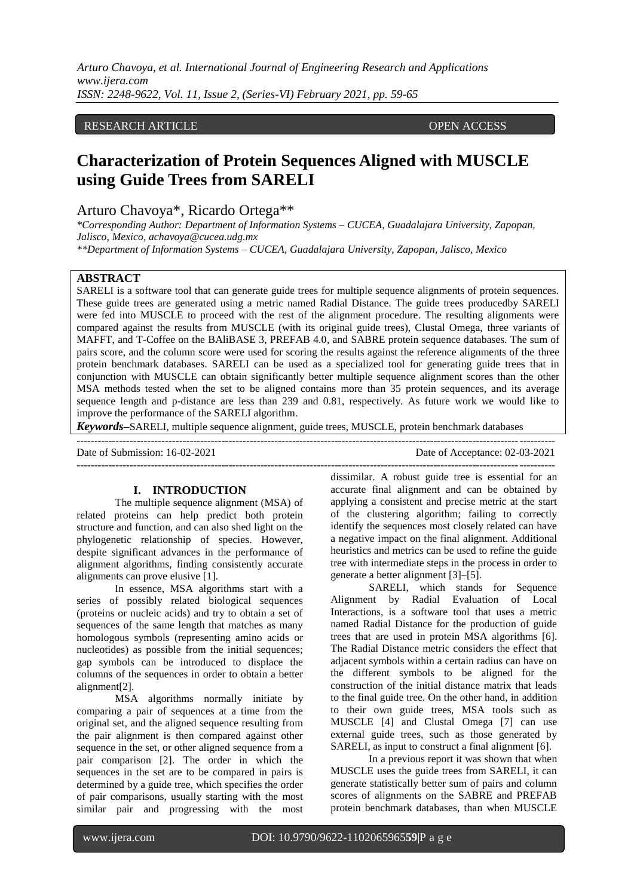RESEARCH ARTICLE OPEN ACCESS

# Characterization of Protein Sequences Aligned with MUSCLE using Guide Trees from SARELI

Arturo Chavoya*, Ricardo Ortega**

*\*Corresponding Author: Department of Information Systems – CUCEA, Guadalajara University, Zapopan, Jalisco, Mexico, achavoya@cucea.udg.mx*

*\*\*Department of Information Systems – CUCEA, Guadalajara University, Zapopan, Jalisco, Mexico*

## ABSTRACT

SARELI is a software tool that can generate guide trees for multiple sequence alignments of protein sequences. These guide trees are generated using a metric named Radial Distance. The guide trees producedby SARELI were fed into MUSCLE to proceed with the rest of the alignment procedure. The resulting alignments were compared against the results from MUSCLE (with its original guide trees), Clustal Omega, three variants of MAFFT, and T-Coffee on the BAliBASE 3, PREFAB 4.0, and SABRE protein sequence databases. The sum of pairs score, and the column score were used for scoring the results against the reference alignments of the three protein benchmark databases. SARELI can be used as a specialized tool for generating guide trees that in conjunction with MUSCLE can obtain significantly better multiple sequence alignment scores than the other MSA methods tested when the set to be aligned contains more than 35 protein sequences, and its average sequence length and p-distance are less than 239 and 0.81, respectively. As future work we would like to improve the performance of the SARELI algorithm.

***Keywords*–**SARELI, multiple sequence alignment, guide trees, MUSCLE, protein benchmark databases

Date of Submission: 16-02-2021 Date of Acceptance: 02-03-2021

## I. INTRODUCTION

The multiple sequence alignment (MSA) of related proteins can help predict both protein structure and function, and can also shed light on the phylogenetic relationship of species. However, despite significant advances in the performance of alignment algorithms, finding consistently accurate alignments can prove elusive [1].

In essence, MSA algorithms start with a series of possibly related biological sequences (proteins or nucleic acids) and try to obtain a set of sequences of the same length that matches as many homologous symbols (representing amino acids or nucleotides) as possible from the initial sequences; gap symbols can be introduced to displace the columns of the sequences in order to obtain a better alignment[2].

MSA algorithms normally initiate by comparing a pair of sequences at a time from the original set, and the aligned sequence resulting from the pair alignment is then compared against other sequence in the set, or other aligned sequence from a pair comparison [2]. The order in which the sequences in the set are to be compared in pairs is determined by a guide tree, which specifies the order of pair comparisons, usually starting with the most similar pair and progressing with the most dissimilar. A robust guide tree is essential for an accurate final alignment and can be obtained by applying a consistent and precise metric at the start of the clustering algorithm; failing to correctly identify the sequences most closely related can have a negative impact on the final alignment. Additional heuristics and metrics can be used to refine the guide tree with intermediate steps in the process in order to generate a better alignment [3]–[5].

SARELI, which stands for Sequence Alignment by Radial Evaluation of Local Interactions, is a software tool that uses a metric named Radial Distance for the production of guide trees that are used in protein MSA algorithms [6]. The Radial Distance metric considers the effect that adjacent symbols within a certain radius can have on the different symbols to be aligned for the construction of the initial distance matrix that leads to the final guide tree. On the other hand, in addition to their own guide trees, MSA tools such as MUSCLE [4] and Clustal Omega [7] can use external guide trees, such as those generated by SARELI, as input to construct a final alignment [6].

In a previous report it was shown that when MUSCLE uses the guide trees from SARELI, it can generate statistically better sum of pairs and column scores of alignments on the SABRE and PREFAB protein benchmark databases, than when MUSCLE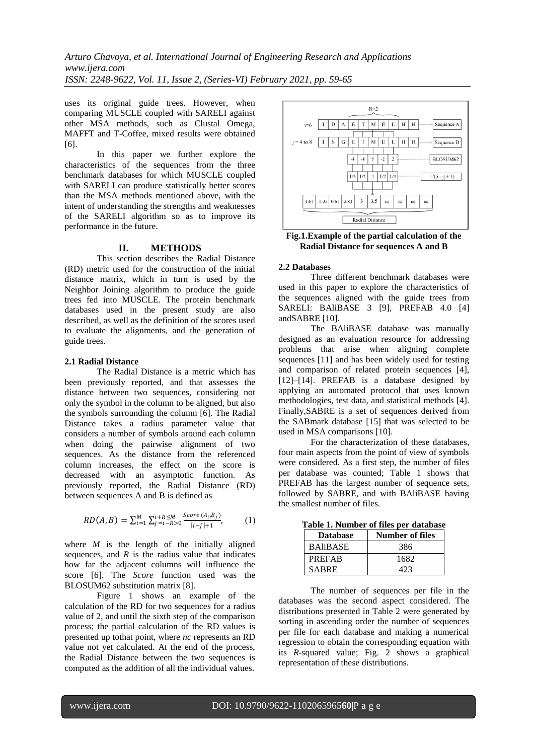uses its original guide trees. However, when comparing MUSCLE coupled with SARELI against other MSA methods, such as Clustal Omega, MAFFT and T-Coffee, mixed results were obtained [6].

In this paper we further explore the characteristics of the sequences from the three benchmark databases for which MUSCLE coupled with SARELI can produce statistically better scores than the MSA methods mentioned above, with the intent of understanding the strengths and weaknesses of the SARELI algorithm so as to improve its performance in the future.

## II. METHODS

This section describes the Radial Distance (RD) metric used for the construction of the initial distance matrix, which in turn is used by the Neighbor Joining algorithm to produce the guide trees fed into MUSCLE. The protein benchmark databases used in the present study are also described, as well as the definition of the scores used to evaluate the alignments, and the generation of guide trees.

### 2.1 Radial Distance

The Radial Distance is a metric which has been previously reported, and that assesses the distance between two sequences, considering not only the symbol in the column to be aligned, but also the symbols surrounding the column [6]. The Radial Distance takes a radius parameter value that considers a number of symbols around each column when doing the pairwise alignment of two sequences. As the distance from the referenced column increases, the effect on the score is decreased with an asymptotic function. As previously reported, the Radial Distance (RD) between sequences A and B is defined as

$$RD(A,B) = \sum_{i=1}^{M} \sum_{j=i-R>0}^{i+R\leq M} \frac{Score\,(A_i,B_j)}{|i-j|+1}, \qquad (1)$$

where $M$ is the length of the initially aligned sequences, and $R$ is the radius value that indicates how far the adjacent columns will influence the score [6]. The *Score* function used was the BLOSUM62 substitution matrix [8].

Figure 1 shows an example of the calculation of the RD for two sequences for a radius value of 2, and until the sixth step of the comparison process; the partial calculation of the RD values is presented up tothat point, where *nc* represents an RD value not yet calculated. At the end of the process, the Radial Distance between the two sequences is computed as the addition of all the individual values.

**Fig.1.Example of the partial calculation of the Radial Distance for sequences A and B**

### 2.2 Databases

Three different benchmark databases were used in this paper to explore the characteristics of the sequences aligned with the guide trees from SARELI: BAliBASE 3 [9], PREFAB 4.0 [4] andSABRE [10].

The BAliBASE database was manually designed as an evaluation resource for addressing problems that arise when aligning complete sequences [11] and has been widely used for testing and comparison of related protein sequences [4], [12]–[14]. PREFAB is a database designed by applying an automated protocol that uses known methodologies, test data, and statistical methods [4]. Finally,SABRE is a set of sequences derived from the SABmark database [15] that was selected to be used in MSA comparisons [10].

For the characterization of these databases, four main aspects from the point of view of symbols were considered. As a first step, the number of files per database was counted; Table 1 shows that PREFAB has the largest number of sequence sets, followed by SABRE, and with BAliBASE having the smallest number of files.

**Table 1. Number of files per database**

| Database | Number of files |
|---|---|
| BAliBASE | 386 |
| PREFAB | 1682 |
| SABRE | 423 |

The number of sequences per file in the databases was the second aspect considered. The distributions presented in Table 2 were generated by sorting in ascending order the number of sequences per file for each database and making a numerical regression to obtain the corresponding equation with its $R$-squared value; Fig. 2 shows a graphical representation of these distributions.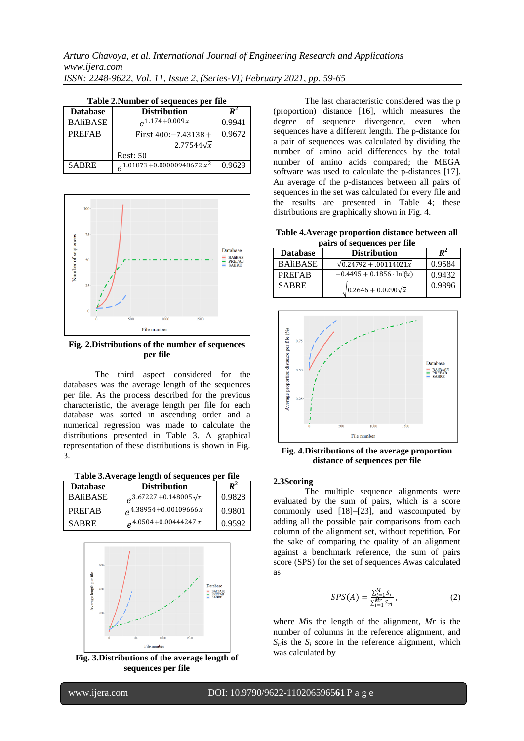**Table 2.Number of sequences per file**

| Database | Distribution | $R^2$ |
|---|---|---|
| BAliBASE | $e^{1.174+0.009x}$ | 0.9941 |
| PREFAB | First 400: $-7.43138 + 2.77544\sqrt{x}$ <br> Rest: 50 | 0.9672 |
| SABRE | $e^{1.01873+0.00000948672x^2}$ | 0.9629 |

**Fig. 2.Distributions of the number of sequences per file**

The third aspect considered for the databases was the average length of the sequences per file. As the process described for the previous characteristic, the average length per file for each database was sorted in ascending order and a numerical regression was made to calculate the distributions presented in Table 3. A graphical representation of these distributions is shown in Fig. 3.

**Table 3.Average length of sequences per file**

| Database | Distribution | $R^2$ |
|---|---|---|
| BAliBASE | $e^{3.67227+0.148005\sqrt{x}}$ | 0.9828 |
| PREFAB | $e^{4.38954+0.00109666x}$ | 0.9801 |
| SABRE | $e^{4.0504+0.00444247x}$ | 0.9592 |

**Fig. 3.Distributions of the average length of sequences per file**

The last characteristic considered was the p (proportion) distance [16], which measures the degree of sequence divergence, even when sequences have a different length. The p-distance for a pair of sequences was calculated by dividing the number of amino acid differences by the total number of amino acids compared; the MEGA software was used to calculate the p-distances [17]. An average of the p-distances between all pairs of sequences in the set was calculated for every file and the results are presented in Table 4; these distributions are graphically shown in Fig. 4.

**Table 4.Average proportion distance between all pairs of sequences per file**

| Database | Distribution | $R^2$ |
|---|---|---|
| BAliBASE | $\sqrt{0.24792 + .00114021x}$ | 0.9584 |
| PREFAB | $-0.4495 + 0.1856 \cdot \ln(x)$ | 0.9432 |
| SABRE | $\sqrt{0.2646 + 0.0290\sqrt{x}}$ | 0.9896 |

**Fig. 4.Distributions of the average proportion distance of sequences per file**

### 2.3Scoring

The multiple sequence alignments were evaluated by the sum of pairs, which is a score commonly used [18]–[23], and wascomputed by adding all the possible pair comparisons from each column of the alignment set, without repetition. For the sake of comparing the quality of an alignment against a benchmark reference, the sum of pairs score (SPS) for the set of sequences *A*was calculated as

$$SPS(A) = \frac{\sum_{i=1}^{M} S_i}{\sum_{i=1}^{Mr} S_{ri}}, \tag{2}$$

where *M*is the length of the alignment, *Mr* is the number of columns in the reference alignment, and $S_{ri}$is the $S_i$ score in the reference alignment, which was calculated by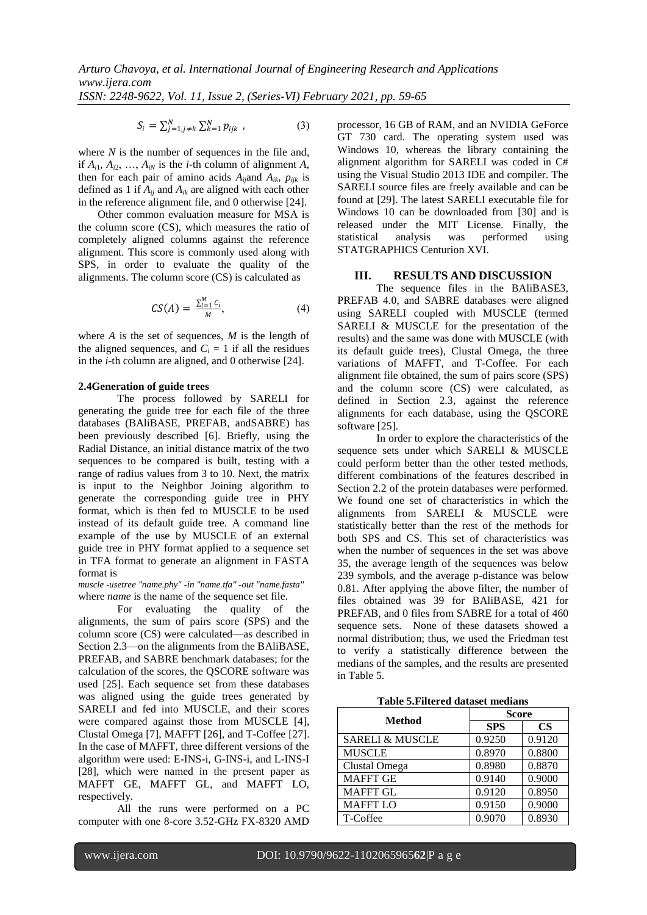$$S_i = \sum_{j=1, j \neq k}^{N} \sum_{k=1}^{N} p_{ijk} \ , \tag{3}$$

where $N$ is the number of sequences in the file and, if $A_{i1}$, $A_{i2}$, …, $A_{iN}$ is the $i$-th column of alignment $A$, then for each pair of amino acids $A_{ij}$and $A_{ik}$, $p_{ijk}$ is defined as 1 if $A_{ij}$ and $A_{ik}$ are aligned with each other in the reference alignment file, and 0 otherwise [24].

Other common evaluation measure for MSA is the column score (CS), which measures the ratio of completely aligned columns against the reference alignment. This score is commonly used along with SPS, in order to evaluate the quality of the alignments. The column score (CS) is calculated as

$$CS(A) = \frac{\sum_{i=1}^{M} C_i}{M}, \tag{4}$$

where $A$ is the set of sequences, $M$ is the length of the aligned sequences, and $C_i = 1$ if all the residues in the $i$-th column are aligned, and 0 otherwise [24].

### 2.4Generation of guide trees

The process followed by SARELI for generating the guide tree for each file of the three databases (BAliBASE, PREFAB, andSABRE) has been previously described [6]. Briefly, using the Radial Distance, an initial distance matrix of the two sequences to be compared is built, testing with a range of radius values from 3 to 10. Next, the matrix is input to the Neighbor Joining algorithm to generate the corresponding guide tree in PHY format, which is then fed to MUSCLE to be used instead of its default guide tree. A command line example of the use by MUSCLE of an external guide tree in PHY format applied to a sequence set in TFA format to generate an alignment in FASTA format is

*muscle -usetree "name.phy" -in "name.tfa" -out "name.fasta"*
where *name* is the name of the sequence set file.

For evaluating the quality of the alignments, the sum of pairs score (SPS) and the column score (CS) were calculated—as described in Section 2.3—on the alignments from the BAliBASE, PREFAB, and SABRE benchmark databases; for the calculation of the scores, the QSCORE software was used [25]. Each sequence set from these databases was aligned using the guide trees generated by SARELI and fed into MUSCLE, and their scores were compared against those from MUSCLE [4], Clustal Omega [7], MAFFT [26], and T-Coffee [27]. In the case of MAFFT, three different versions of the algorithm were used: E-INS-i, G-INS-i, and L-INS-I [28], which were named in the present paper as MAFFT GE, MAFFT GL, and MAFFT LO, respectively.

All the runs were performed on a PC computer with one 8-core 3.52-GHz FX-8320 AMD processor, 16 GB of RAM, and an NVIDIA GeForce GT 730 card. The operating system used was Windows 10, whereas the library containing the alignment algorithm for SARELI was coded in C# using the Visual Studio 2013 IDE and compiler. The SARELI source files are freely available and can be found at [29]. The latest SARELI executable file for Windows 10 can be downloaded from [30] and is released under the MIT License. Finally, the statistical analysis was performed using STATGRAPHICS Centurion XVI.

## III. RESULTS AND DISCUSSION

The sequence files in the BAliBASE3, PREFAB 4.0, and SABRE databases were aligned using SARELI coupled with MUSCLE (termed SARELI & MUSCLE for the presentation of the results) and the same was done with MUSCLE (with its default guide trees), Clustal Omega, the three variations of MAFFT, and T-Coffee. For each alignment file obtained, the sum of pairs score (SPS) and the column score (CS) were calculated, as defined in Section 2.3, against the reference alignments for each database, using the QSCORE software [25].

In order to explore the characteristics of the sequence sets under which SARELI & MUSCLE could perform better than the other tested methods, different combinations of the features described in Section 2.2 of the protein databases were performed. We found one set of characteristics in which the alignments from SARELI & MUSCLE were statistically better than the rest of the methods for both SPS and CS. This set of characteristics was when the number of sequences in the set was above 35, the average length of the sequences was below 239 symbols, and the average p-distance was below 0.81. After applying the above filter, the number of files obtained was 39 for BAliBASE, 421 for PREFAB, and 0 files from SABRE for a total of 460 sequence sets. None of these datasets showed a normal distribution; thus, we used the Friedman test to verify a statistically difference between the medians of the samples, and the results are presented in Table 5.

**Table 5.Filtered dataset medians**

| Method | Score | |
|---|---|---|
| | SPS | CS |
| SARELI & MUSCLE | 0.9250 | 0.9120 |
| MUSCLE | 0.8970 | 0.8800 |
| Clustal Omega | 0.8980 | 0.8870 |
| MAFFT GE | 0.9140 | 0.9000 |
| MAFFT GL | 0.9120 | 0.8950 |
| MAFFT LO | 0.9150 | 0.9000 |
| T-Coffee | 0.9070 | 0.8930 |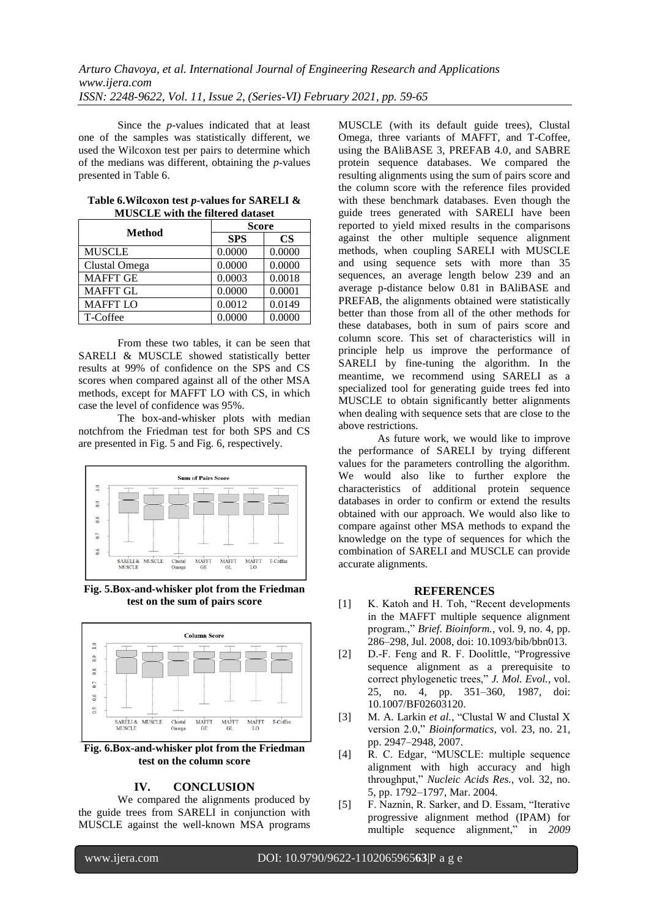Since the *p*-values indicated that at least one of the samples was statistically different, we used the Wilcoxon test per pairs to determine which of the medians was different, obtaining the *p*-values presented in Table 6.

**Table 6.Wilcoxon test *p*-values for SARELI & MUSCLE with the filtered dataset**

| Method | Score | |
|---|---|---|
| | SPS | CS |
| MUSCLE | 0.0000 | 0.0000 |
| Clustal Omega | 0.0000 | 0.0000 |
| MAFFT GE | 0.0003 | 0.0018 |
| MAFFT GL | 0.0000 | 0.0001 |
| MAFFT LO | 0.0012 | 0.0149 |
| T-Coffee | 0.0000 | 0.0000 |

From these two tables, it can be seen that SARELI & MUSCLE showed statistically better results at 99% of confidence on the SPS and CS scores when compared against all of the other MSA methods, except for MAFFT LO with CS, in which case the level of confidence was 95%.

The box-and-whisker plots with median notchfrom the Friedman test for both SPS and CS are presented in Fig. 5 and Fig. 6, respectively.

**Fig. 5.Box-and-whisker plot from the Friedman test on the sum of pairs score**

**Fig. 6.Box-and-whisker plot from the Friedman test on the column score**

## IV. CONCLUSION

We compared the alignments produced by the guide trees from SARELI in conjunction with MUSCLE against the well-known MSA programs MUSCLE (with its default guide trees), Clustal Omega, three variants of MAFFT, and T-Coffee, using the BAliBASE 3, PREFAB 4.0, and SABRE protein sequence databases. We compared the resulting alignments using the sum of pairs score and the column score with the reference files provided with these benchmark databases. Even though the guide trees generated with SARELI have been reported to yield mixed results in the comparisons against the other multiple sequence alignment methods, when coupling SARELI with MUSCLE and using sequence sets with more than 35 sequences, an average length below 239 and an average p-distance below 0.81 in BAliBASE and PREFAB, the alignments obtained were statistically better than those from all of the other methods for these databases, both in sum of pairs score and column score. This set of characteristics will in principle help us improve the performance of SARELI by fine-tuning the algorithm. In the meantime, we recommend using SARELI as a specialized tool for generating guide trees fed into MUSCLE to obtain significantly better alignments when dealing with sequence sets that are close to the above restrictions.

As future work, we would like to improve the performance of SARELI by trying different values for the parameters controlling the algorithm. We would also like to further explore the characteristics of additional protein sequence databases in order to confirm or extend the results obtained with our approach. We would also like to compare against other MSA methods to expand the knowledge on the type of sequences for which the combination of SARELI and MUSCLE can provide accurate alignments.

## REFERENCES

[1] K. Katoh and H. Toh, "Recent developments in the MAFFT multiple sequence alignment program.," *Brief. Bioinform.*, vol. 9, no. 4, pp. 286–298, Jul. 2008, doi: 10.1093/bib/bbn013.

[2] D.-F. Feng and R. F. Doolittle, "Progressive sequence alignment as a prerequisite to correct phylogenetic trees," *J. Mol. Evol.*, vol. 25, no. 4, pp. 351–360, 1987, doi: 10.1007/BF02603120.

[3] M. A. Larkin *et al.*, "Clustal W and Clustal X version 2.0," *Bioinformatics*, vol. 23, no. 21, pp. 2947–2948, 2007.

[4] R. C. Edgar, "MUSCLE: multiple sequence alignment with high accuracy and high throughput," *Nucleic Acids Res.*, vol. 32, no. 5, pp. 1792–1797, Mar. 2004.

[5] F. Naznin, R. Sarker, and D. Essam, "Iterative progressive alignment method (IPAM) for multiple sequence alignment," in *2009*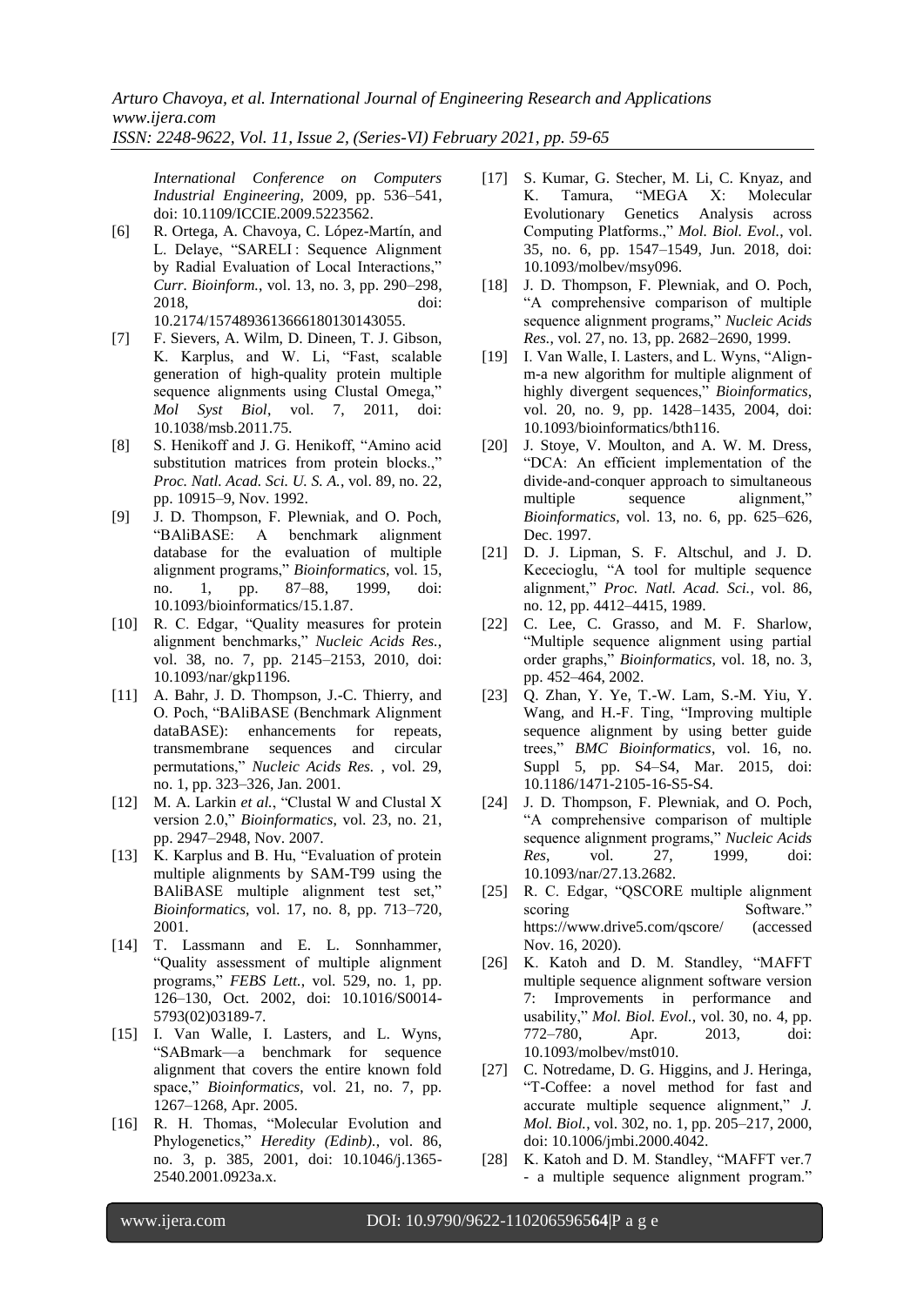*International Conference on Computers Industrial Engineering*, 2009, pp. 536–541, doi: 10.1109/ICCIE.2009.5223562.

[6] R. Ortega, A. Chavoya, C. López-Martín, and L. Delaye, "SARELI : Sequence Alignment by Radial Evaluation of Local Interactions," *Curr. Bioinform.*, vol. 13, no. 3, pp. 290–298, 2018, doi: 10.2174/1574893613666180130143055.

[7] F. Sievers, A. Wilm, D. Dineen, T. J. Gibson, K. Karplus, and W. Li, "Fast, scalable generation of high-quality protein multiple sequence alignments using Clustal Omega," *Mol Syst Biol*, vol. 7, 2011, doi: 10.1038/msb.2011.75.

[8] S. Henikoff and J. G. Henikoff, "Amino acid substitution matrices from protein blocks.," *Proc. Natl. Acad. Sci. U. S. A.*, vol. 89, no. 22, pp. 10915–9, Nov. 1992.

[9] J. D. Thompson, F. Plewniak, and O. Poch, "BAliBASE: A benchmark alignment database for the evaluation of multiple alignment programs," *Bioinformatics*, vol. 15, no. 1, pp. 87–88, 1999, doi: 10.1093/bioinformatics/15.1.87.

[10] R. C. Edgar, "Quality measures for protein alignment benchmarks," *Nucleic Acids Res.*, vol. 38, no. 7, pp. 2145–2153, 2010, doi: 10.1093/nar/gkp1196.

[11] A. Bahr, J. D. Thompson, J.-C. Thierry, and O. Poch, "BAliBASE (Benchmark Alignment dataBASE): enhancements for repeats, transmembrane sequences and circular permutations," *Nucleic Acids Res.* , vol. 29, no. 1, pp. 323–326, Jan. 2001.

[12] M. A. Larkin *et al.*, "Clustal W and Clustal X version 2.0," *Bioinformatics*, vol. 23, no. 21, pp. 2947–2948, Nov. 2007.

[13] K. Karplus and B. Hu, "Evaluation of protein multiple alignments by SAM-T99 using the BAliBASE multiple alignment test set," *Bioinformatics*, vol. 17, no. 8, pp. 713–720, 2001.

[14] T. Lassmann and E. L. Sonnhammer, "Quality assessment of multiple alignment programs," *FEBS Lett.*, vol. 529, no. 1, pp. 126–130, Oct. 2002, doi: 10.1016/S0014-5793(02)03189-7.

[15] I. Van Walle, I. Lasters, and L. Wyns, "SABmark—a benchmark for sequence alignment that covers the entire known fold space," *Bioinformatics*, vol. 21, no. 7, pp. 1267–1268, Apr. 2005.

[16] R. H. Thomas, "Molecular Evolution and Phylogenetics," *Heredity (Edinb).*, vol. 86, no. 3, p. 385, 2001, doi: 10.1046/j.1365-2540.2001.0923a.x.

[17] S. Kumar, G. Stecher, M. Li, C. Knyaz, and K. Tamura, "MEGA X: Molecular Evolutionary Genetics Analysis across Computing Platforms.," *Mol. Biol. Evol.*, vol. 35, no. 6, pp. 1547–1549, Jun. 2018, doi: 10.1093/molbev/msy096.

[18] J. D. Thompson, F. Plewniak, and O. Poch, "A comprehensive comparison of multiple sequence alignment programs," *Nucleic Acids Res.*, vol. 27, no. 13, pp. 2682–2690, 1999.

[19] I. Van Walle, I. Lasters, and L. Wyns, "Align-m-a new algorithm for multiple alignment of highly divergent sequences," *Bioinformatics*, vol. 20, no. 9, pp. 1428–1435, 2004, doi: 10.1093/bioinformatics/bth116.

[20] J. Stoye, V. Moulton, and A. W. M. Dress, "DCA: An efficient implementation of the divide-and-conquer approach to simultaneous multiple sequence alignment," *Bioinformatics*, vol. 13, no. 6, pp. 625–626, Dec. 1997.

[21] D. J. Lipman, S. F. Altschul, and J. D. Kececioglu, "A tool for multiple sequence alignment," *Proc. Natl. Acad. Sci.*, vol. 86, no. 12, pp. 4412–4415, 1989.

[22] C. Lee, C. Grasso, and M. F. Sharlow, "Multiple sequence alignment using partial order graphs," *Bioinformatics*, vol. 18, no. 3, pp. 452–464, 2002.

[23] Q. Zhan, Y. Ye, T.-W. Lam, S.-M. Yiu, Y. Wang, and H.-F. Ting, "Improving multiple sequence alignment by using better guide trees," *BMC Bioinformatics*, vol. 16, no. Suppl 5, pp. S4–S4, Mar. 2015, doi: 10.1186/1471-2105-16-S5-S4.

[24] J. D. Thompson, F. Plewniak, and O. Poch, "A comprehensive comparison of multiple sequence alignment programs," *Nucleic Acids Res*, vol. 27, 1999, doi: 10.1093/nar/27.13.2682.

[25] R. C. Edgar, "QSCORE multiple alignment scoring Software." https://www.drive5.com/qscore/ (accessed Nov. 16, 2020).

[26] K. Katoh and D. M. Standley, "MAFFT multiple sequence alignment software version 7: Improvements in performance and usability," *Mol. Biol. Evol.*, vol. 30, no. 4, pp. 772–780, Apr. 2013, doi: 10.1093/molbev/mst010.

[27] C. Notredame, D. G. Higgins, and J. Heringa, "T-Coffee: a novel method for fast and accurate multiple sequence alignment," *J. Mol. Biol.*, vol. 302, no. 1, pp. 205–217, 2000, doi: 10.1006/jmbi.2000.4042.

[28] K. Katoh and D. M. Standley, "MAFFT ver.7 - a multiple sequence alignment program."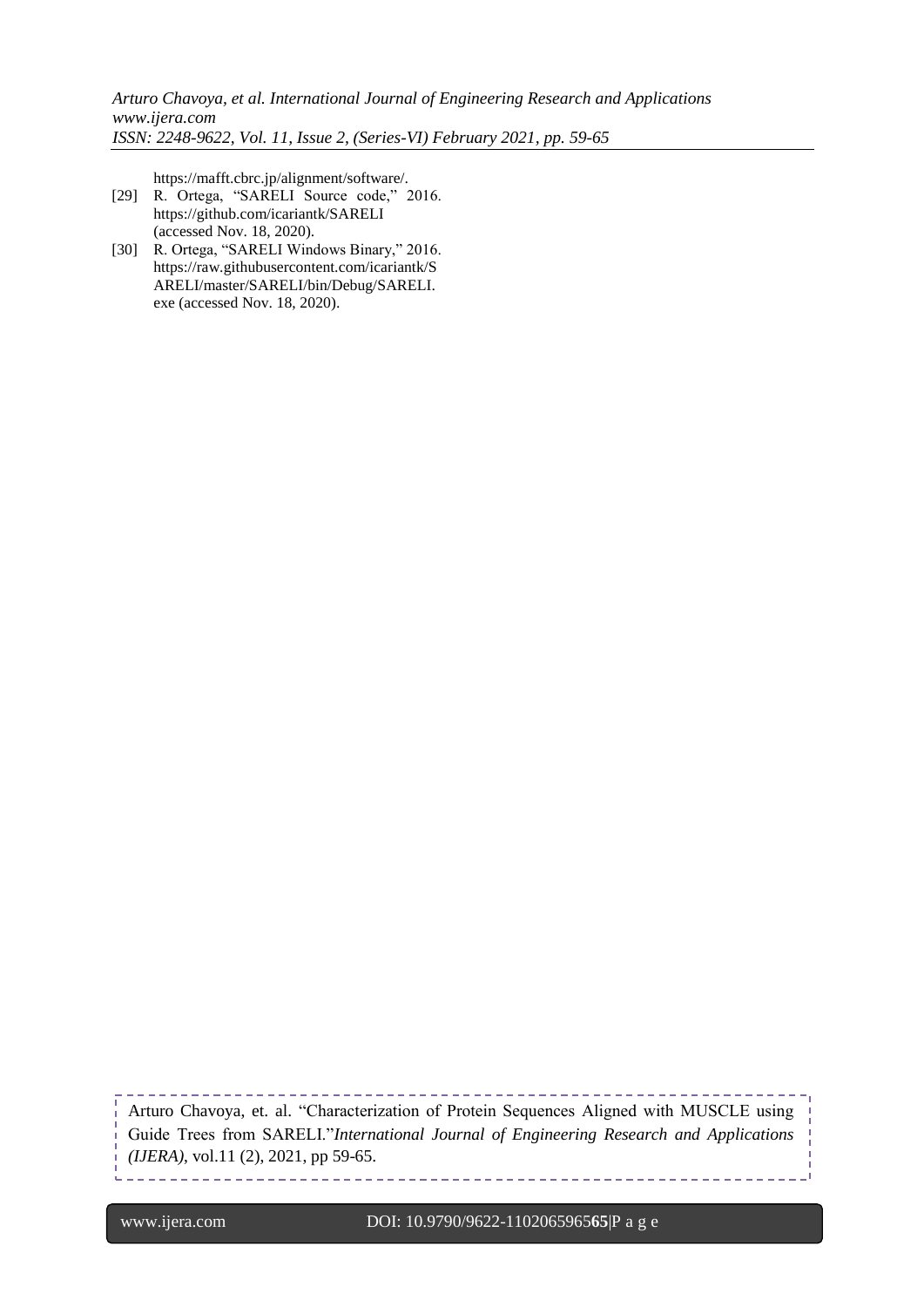https://mafft.cbrc.jp/alignment/software/.

[29] R. Ortega, "SARELI Source code," 2016. https://github.com/icariantk/SARELI (accessed Nov. 18, 2020).

[30] R. Ortega, "SARELI Windows Binary," 2016. https://raw.githubusercontent.com/icariantk/SARELI/master/SARELI/bin/Debug/SARELI.exe (accessed Nov. 18, 2020).

Arturo Chavoya, et. al. "Characterization of Protein Sequences Aligned with MUSCLE using Guide Trees from SARELI."*International Journal of Engineering Research and Applications (IJERA)*, vol.11 (2), 2021, pp 59-65.